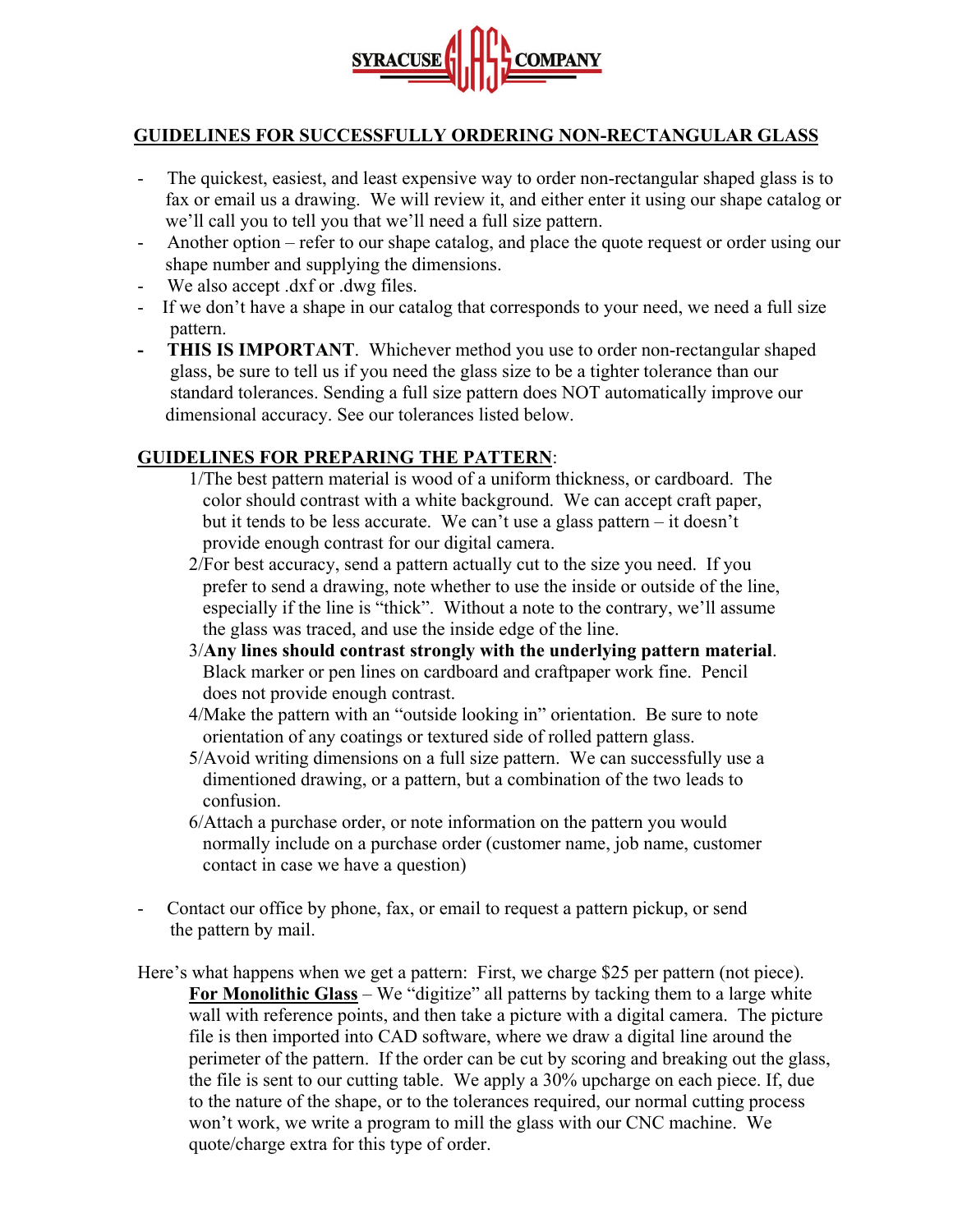SYRACUSE GLASS COMPANY

## GUIDELINES FOR SUCCESSFULLY ORDERING NON-RECTANGULAR GLASS

- The quickest, easiest, and least expensive way to order non-rectangular shaped glass is to fax or email us a drawing. We will review it, and either enter it using our shape catalog or we'll call you to tell you that we'll need a full size pattern.
- Another option – refer to our shape catalog, and place the quote request or order using our shape number and supplying the dimensions.
- We also accept .dxf or .dwg files.
- If we don't have a shape in our catalog that corresponds to your need, we need a full size pattern.
- **THIS IS IMPORTANT**. Whichever method you use to order non-rectangular shaped glass, be sure to tell us if you need the glass size to be a tighter tolerance than our standard tolerances. Sending a full size pattern does NOT automatically improve our dimensional accuracy. See our tolerances listed below.

## GUIDELINES FOR PREPARING THE PATTERN:

1/The best pattern material is wood of a uniform thickness, or cardboard. The color should contrast with a white background. We can accept craft paper, but it tends to be less accurate. We can't use a glass pattern – it doesn't provide enough contrast for our digital camera.

2/For best accuracy, send a pattern actually cut to the size you need. If you prefer to send a drawing, note whether to use the inside or outside of the line, especially if the line is "thick". Without a note to the contrary, we'll assume the glass was traced, and use the inside edge of the line.

3/**Any lines should contrast strongly with the underlying pattern material**. Black marker or pen lines on cardboard and craftpaper work fine. Pencil does not provide enough contrast.

4/Make the pattern with an "outside looking in" orientation. Be sure to note orientation of any coatings or textured side of rolled pattern glass.

5/Avoid writing dimensions on a full size pattern. We can successfully use a dimentioned drawing, or a pattern, but a combination of the two leads to confusion.

6/Attach a purchase order, or note information on the pattern you would normally include on a purchase order (customer name, job name, customer contact in case we have a question)

- Contact our office by phone, fax, or email to request a pattern pickup, or send the pattern by mail.

Here's what happens when we get a pattern: First, we charge $25 per pattern (not piece).

**<u>For Monolithic Glass</u>** – We "digitize" all patterns by tacking them to a large white wall with reference points, and then take a picture with a digital camera. The picture file is then imported into CAD software, where we draw a digital line around the perimeter of the pattern. If the order can be cut by scoring and breaking out the glass, the file is sent to our cutting table. We apply a 30% upcharge on each piece. If, due to the nature of the shape, or to the tolerances required, our normal cutting process won't work, we write a program to mill the glass with our CNC machine. We quote/charge extra for this type of order.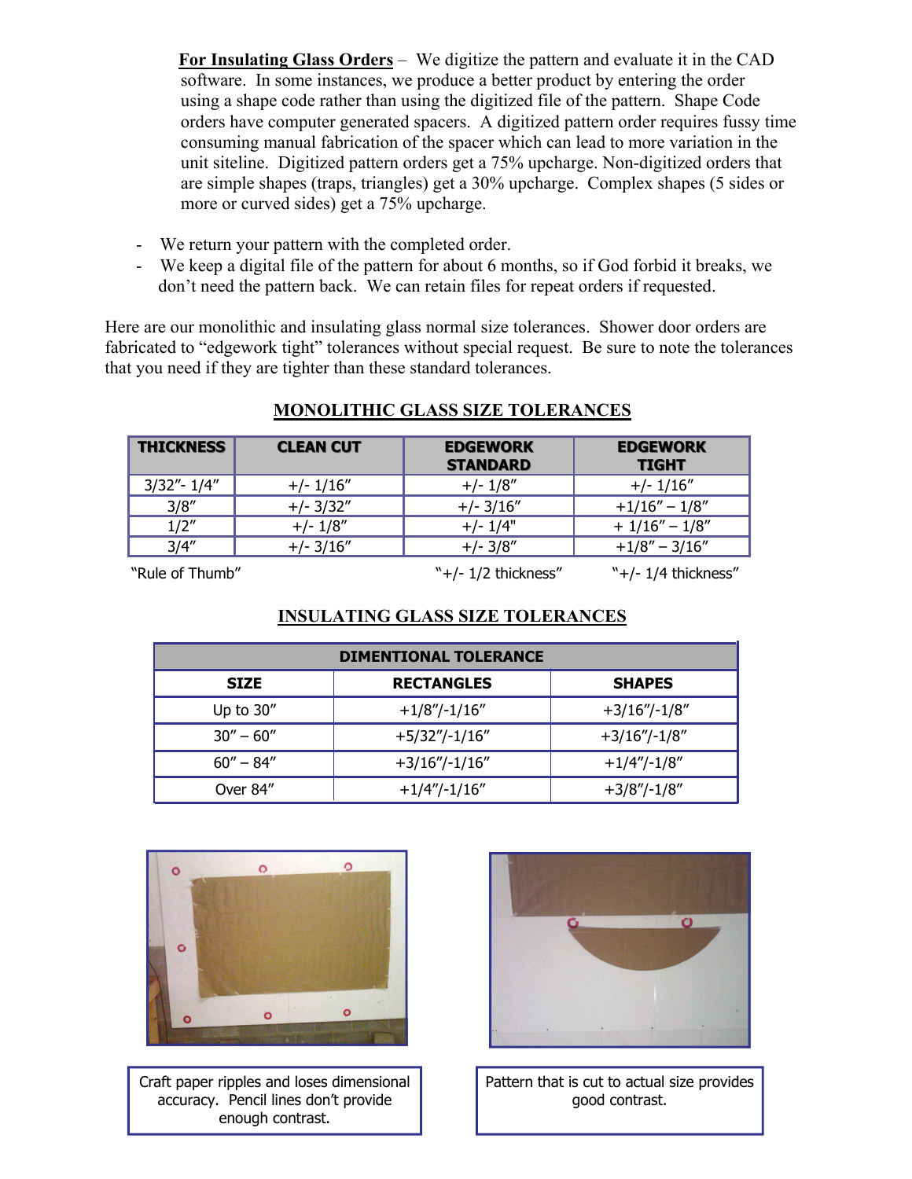**For Insulating Glass Orders** – We digitize the pattern and evaluate it in the CAD software. In some instances, we produce a better product by entering the order using a shape code rather than using the digitized file of the pattern. Shape Code orders have computer generated spacers. A digitized pattern order requires fussy time consuming manual fabrication of the spacer which can lead to more variation in the unit siteline. Digitized pattern orders get a 75% upcharge. Non-digitized orders that are simple shapes (traps, triangles) get a 30% upcharge. Complex shapes (5 sides or more or curved sides) get a 75% upcharge.

- We return your pattern with the completed order.
- We keep a digital file of the pattern for about 6 months, so if God forbid it breaks, we don't need the pattern back. We can retain files for repeat orders if requested.

Here are our monolithic and insulating glass normal size tolerances. Shower door orders are fabricated to "edgework tight" tolerances without special request. Be sure to note the tolerances that you need if they are tighter than these standard tolerances.

## MONOLITHIC GLASS SIZE TOLERANCES

| THICKNESS | CLEAN CUT | EDGEWORK STANDARD | EDGEWORK TIGHT |
|---|---|---|---|
| 3/32"- 1/4" | +/- 1/16" | +/- 1/8" | +/- 1/16" |
| 3/8" | +/- 3/32" | +/- 3/16" | +1/16" – 1/8" |
| 1/2" | +/- 1/8" | +/- 1/4" | + 1/16" – 1/8" |
| 3/4" | +/- 3/16" | +/- 3/8" | +1/8" – 3/16" |
| "Rule of Thumb" | | "+/- 1/2 thickness" | "+/- 1/4 thickness" |

## INSULATING GLASS SIZE TOLERANCES

| DIMENTIONAL TOLERANCE | | |
|---|---|---|
| SIZE | RECTANGLES | SHAPES |
| Up to 30" | +1/8"/-1/16" | +3/16"/-1/8" |
| 30" – 60" | +5/32"/-1/16" | +3/16"/-1/8" |
| 60" – 84" | +3/16"/-1/16" | +1/4"/-1/8" |
| Over 84" | +1/4"/-1/16" | +3/8"/-1/8" |

Craft paper ripples and loses dimensional accuracy. Pencil lines don't provide enough contrast.

Pattern that is cut to actual size provides good contrast.